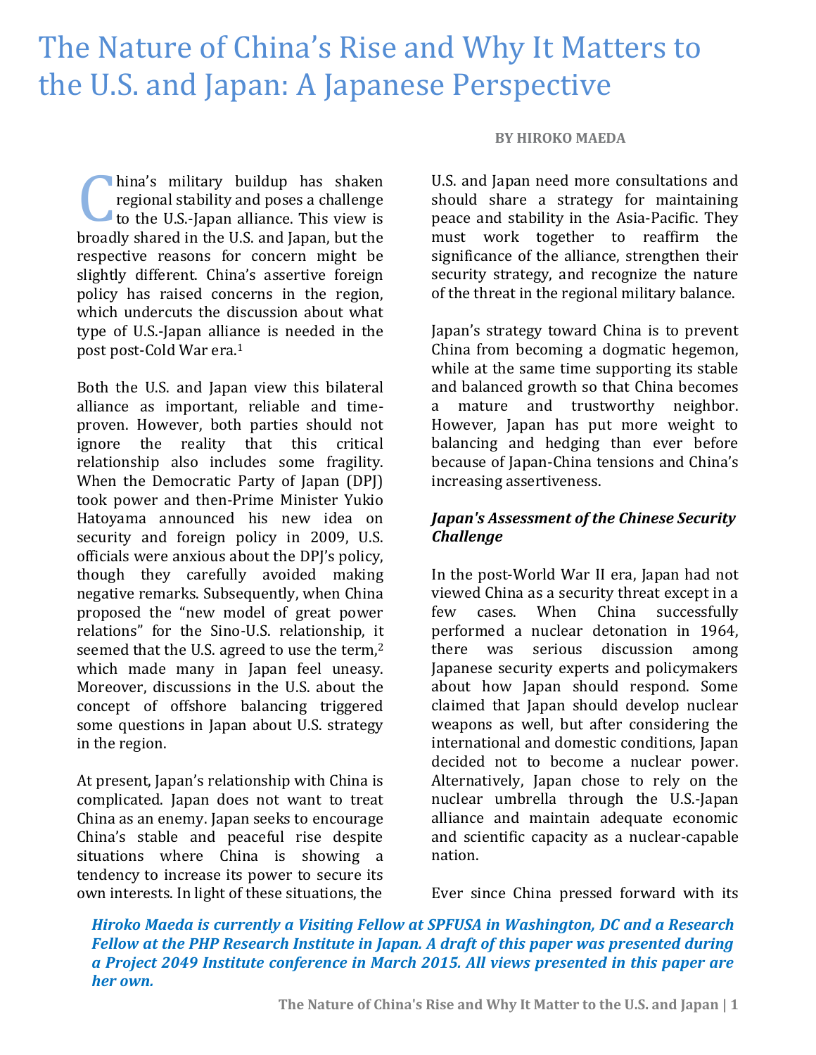# The Nature of China's Rise and Why It Matters to the U.S. and Japan: A Japanese Perspective

**BY HIROKO MAEDA**

China's military buildup has shaken regional stability and poses a challenge to the U.S.-Japan alliance. This view is broadly shared in the U.S. and Japan, but the respective reasons for concern might be slightly different. China's assertive foreign policy has raised concerns in the region, which undercuts the discussion about what type of U.S.-Japan alliance is needed in the post post-Cold War era.[1]

Both the U.S. and Japan view this bilateral alliance as important, reliable and time-proven. However, both parties should not ignore the reality that this critical relationship also includes some fragility. When the Democratic Party of Japan (DPJ) took power and then-Prime Minister Yukio Hatoyama announced his new idea on security and foreign policy in 2009, U.S. officials were anxious about the DPJ's policy, though they carefully avoided making negative remarks. Subsequently, when China proposed the "new model of great power relations" for the Sino-U.S. relationship, it seemed that the U.S. agreed to use the term,[2] which made many in Japan feel uneasy. Moreover, discussions in the U.S. about the concept of offshore balancing triggered some questions in Japan about U.S. strategy in the region.

At present, Japan's relationship with China is complicated. Japan does not want to treat China as an enemy. Japan seeks to encourage China's stable and peaceful rise despite situations where China is showing a tendency to increase its power to secure its own interests. In light of these situations, the U.S. and Japan need more consultations and should share a strategy for maintaining peace and stability in the Asia-Pacific. They must work together to reaffirm the significance of the alliance, strengthen their security strategy, and recognize the nature of the threat in the regional military balance.

Japan's strategy toward China is to prevent China from becoming a dogmatic hegemon, while at the same time supporting its stable and balanced growth so that China becomes a mature and trustworthy neighbor. However, Japan has put more weight to balancing and hedging than ever before because of Japan-China tensions and China's increasing assertiveness.

### *Japan's Assessment of the Chinese Security Challenge*

In the post-World War II era, Japan had not viewed China as a security threat except in a few cases. When China successfully performed a nuclear detonation in 1964, there was serious discussion among Japanese security experts and policymakers about how Japan should respond. Some claimed that Japan should develop nuclear weapons as well, but after considering the international and domestic conditions, Japan decided not to become a nuclear power. Alternatively, Japan chose to rely on the nuclear umbrella through the U.S.-Japan alliance and maintain adequate economic and scientific capacity as a nuclear-capable nation.

Ever since China pressed forward with its

***Hiroko Maeda is currently a Visiting Fellow at SPFUSA in Washington, DC and a Research Fellow at the PHP Research Institute in Japan. A draft of this paper was presented during a Project 2049 Institute conference in March 2015. All views presented in this paper are her own.***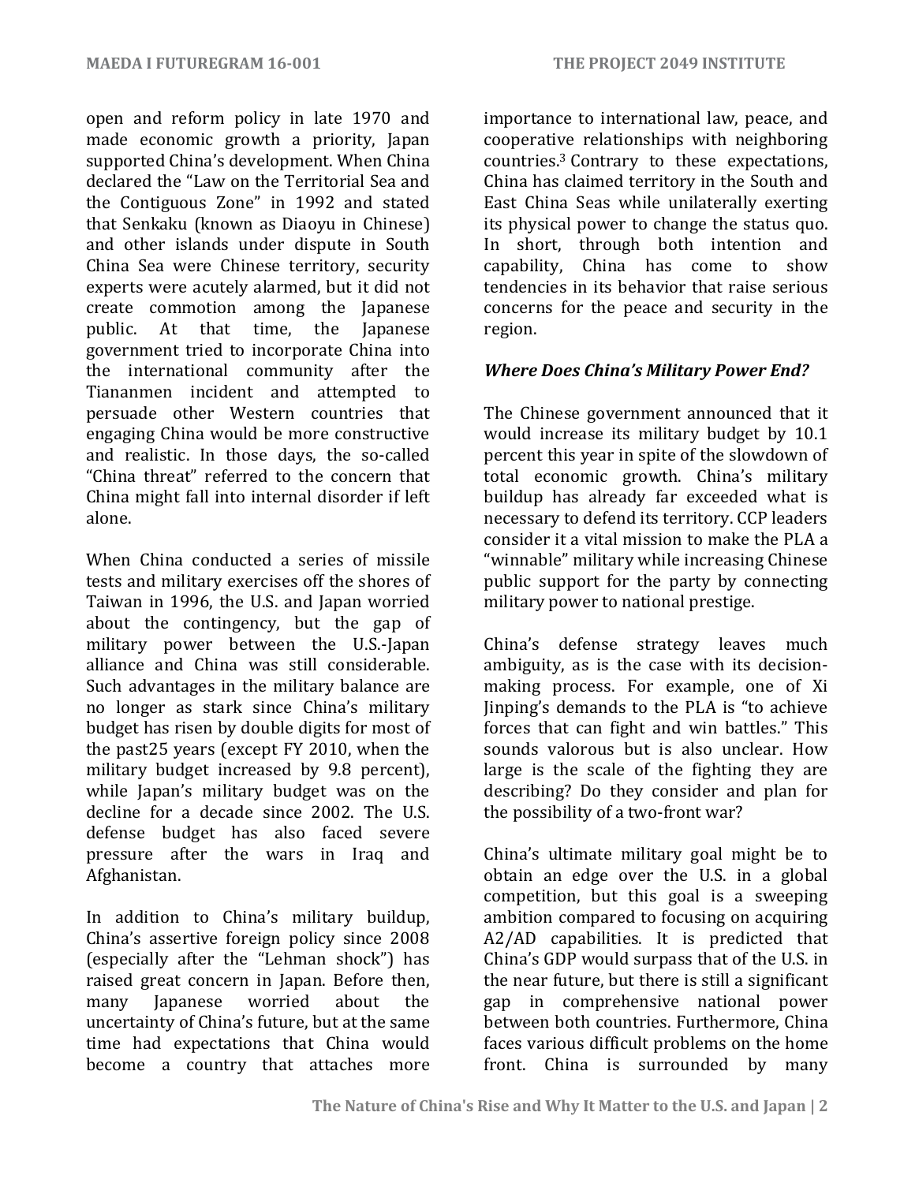open and reform policy in late 1970 and made economic growth a priority, Japan supported China's development. When China declared the "Law on the Territorial Sea and the Contiguous Zone" in 1992 and stated that Senkaku (known as Diaoyu in Chinese) and other islands under dispute in South China Sea were Chinese territory, security experts were acutely alarmed, but it did not create commotion among the Japanese public. At that time, the Japanese government tried to incorporate China into the international community after the Tiananmen incident and attempted to persuade other Western countries that engaging China would be more constructive and realistic. In those days, the so-called "China threat" referred to the concern that China might fall into internal disorder if left alone.

When China conducted a series of missile tests and military exercises off the shores of Taiwan in 1996, the U.S. and Japan worried about the contingency, but the gap of military power between the U.S.-Japan alliance and China was still considerable. Such advantages in the military balance are no longer as stark since China's military budget has risen by double digits for most of the past25 years (except FY 2010, when the military budget increased by 9.8 percent), while Japan's military budget was on the decline for a decade since 2002. The U.S. defense budget has also faced severe pressure after the wars in Iraq and Afghanistan.

In addition to China's military buildup, China's assertive foreign policy since 2008 (especially after the "Lehman shock") has raised great concern in Japan. Before then, many Japanese worried about the uncertainty of China's future, but at the same time had expectations that China would become a country that attaches more importance to international law, peace, and cooperative relationships with neighboring countries.[3] Contrary to these expectations, China has claimed territory in the South and East China Seas while unilaterally exerting its physical power to change the status quo. In short, through both intention and capability, China has come to show tendencies in its behavior that raise serious concerns for the peace and security in the region.

### *Where Does China's Military Power End?*

The Chinese government announced that it would increase its military budget by 10.1 percent this year in spite of the slowdown of total economic growth. China's military buildup has already far exceeded what is necessary to defend its territory. CCP leaders consider it a vital mission to make the PLA a "winnable" military while increasing Chinese public support for the party by connecting military power to national prestige.

China's defense strategy leaves much ambiguity, as is the case with its decision-making process. For example, one of Xi Jinping's demands to the PLA is "to achieve forces that can fight and win battles." This sounds valorous but is also unclear. How large is the scale of the fighting they are describing? Do they consider and plan for the possibility of a two-front war?

China's ultimate military goal might be to obtain an edge over the U.S. in a global competition, but this goal is a sweeping ambition compared to focusing on acquiring A2/AD capabilities. It is predicted that China's GDP would surpass that of the U.S. in the near future, but there is still a significant gap in comprehensive national power between both countries. Furthermore, China faces various difficult problems on the home front. China is surrounded by many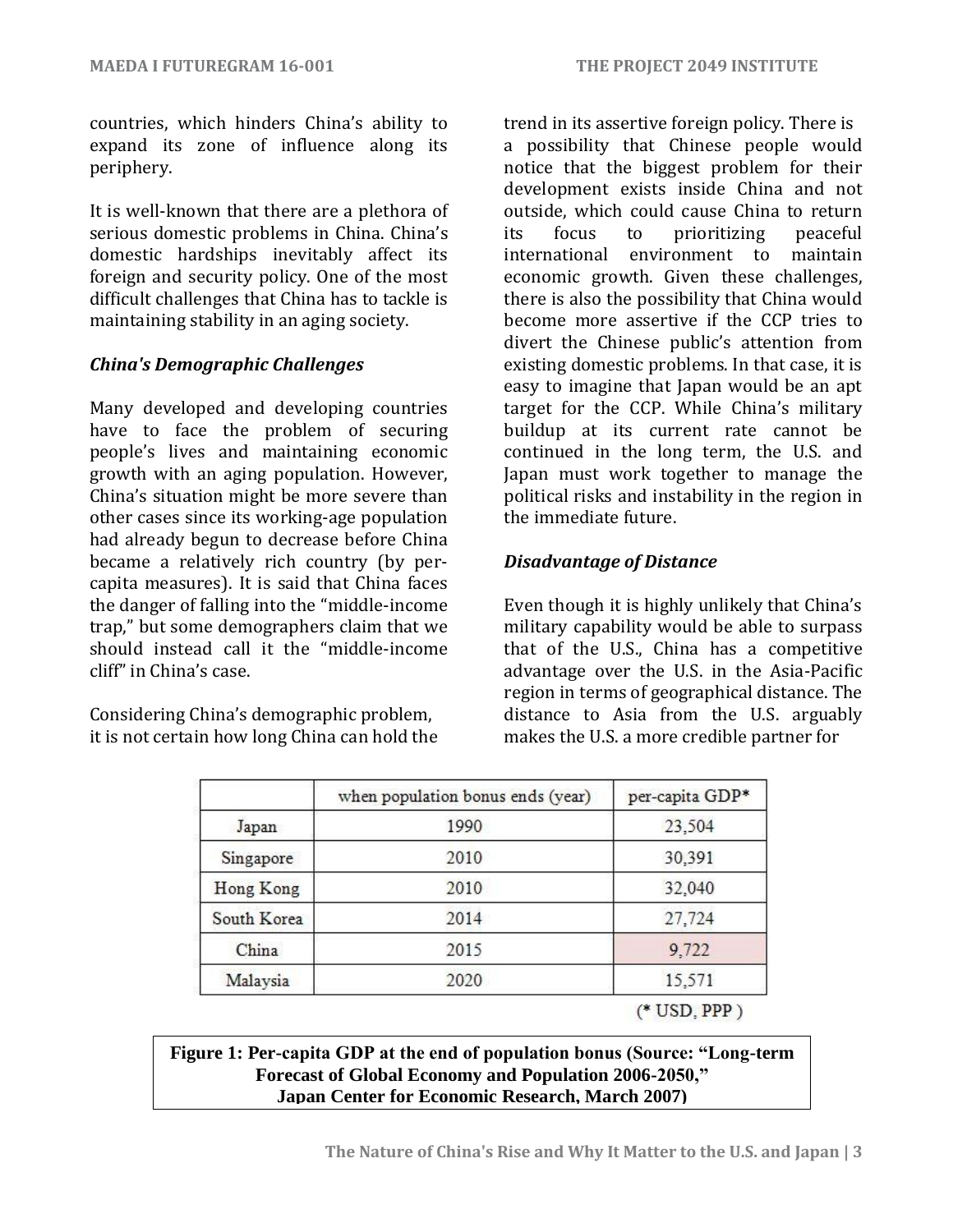countries, which hinders China's ability to expand its zone of influence along its periphery.

It is well-known that there are a plethora of serious domestic problems in China. China's domestic hardships inevitably affect its foreign and security policy. One of the most difficult challenges that China has to tackle is maintaining stability in an aging society.

### *China's Demographic Challenges*

Many developed and developing countries have to face the problem of securing people's lives and maintaining economic growth with an aging population. However, China's situation might be more severe than other cases since its working-age population had already begun to decrease before China became a relatively rich country (by per-capita measures). It is said that China faces the danger of falling into the "middle-income trap," but some demographers claim that we should instead call it the "middle-income cliff" in China's case.

Considering China's demographic problem, it is not certain how long China can hold the trend in its assertive foreign policy. There is a possibility that Chinese people would notice that the biggest problem for their development exists inside China and not outside, which could cause China to return its focus to prioritizing peaceful international environment to maintain economic growth. Given these challenges, there is also the possibility that China would become more assertive if the CCP tries to divert the Chinese public's attention from existing domestic problems. In that case, it is easy to imagine that Japan would be an apt target for the CCP. While China's military buildup at its current rate cannot be continued in the long term, the U.S. and Japan must work together to manage the political risks and instability in the region in the immediate future.

### *Disadvantage of Distance*

Even though it is highly unlikely that China's military capability would be able to surpass that of the U.S., China has a competitive advantage over the U.S. in the Asia-Pacific region in terms of geographical distance. The distance to Asia from the U.S. arguably makes the U.S. a more credible partner for

| | when population bonus ends (year) | per-capita GDP* |
|---|---|---|
| Japan | 1990 | 23,504 |
| Singapore | 2010 | 30,391 |
| Hong Kong | 2010 | 32,040 |
| South Korea | 2014 | 27,724 |
| China | 2015 | 9,722 |
| Malaysia | 2020 | 15,571 |

(* USD, PPP )

**Figure 1: Per-capita GDP at the end of population bonus (Source: "Long-term Forecast of Global Economy and Population 2006-2050," Japan Center for Economic Research, March 2007)**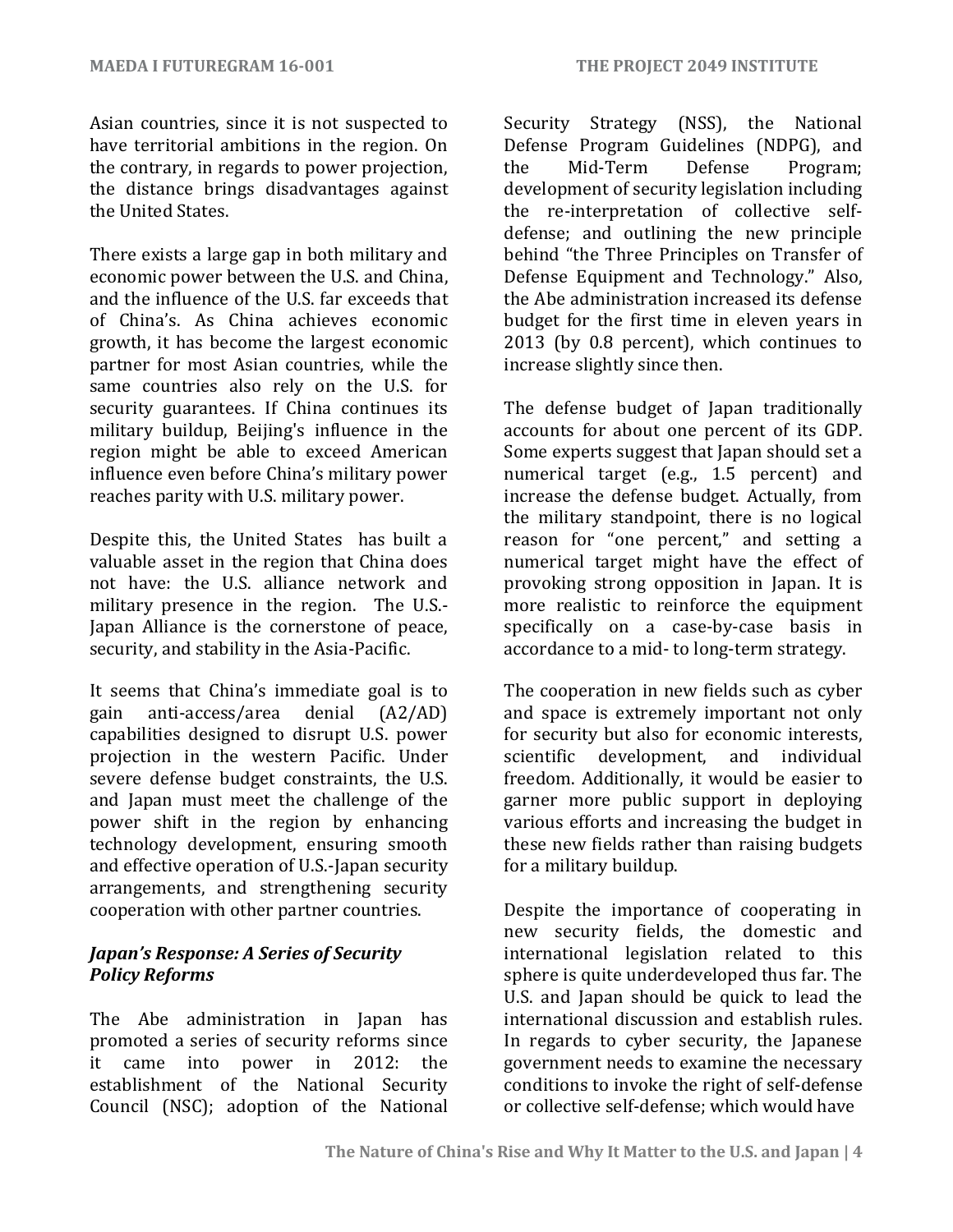Asian countries, since it is not suspected to have territorial ambitions in the region. On the contrary, in regards to power projection, the distance brings disadvantages against the United States.

There exists a large gap in both military and economic power between the U.S. and China, and the influence of the U.S. far exceeds that of China's. As China achieves economic growth, it has become the largest economic partner for most Asian countries, while the same countries also rely on the U.S. for security guarantees. If China continues its military buildup, Beijing's influence in the region might be able to exceed American influence even before China's military power reaches parity with U.S. military power.

Despite this, the United States has built a valuable asset in the region that China does not have: the U.S. alliance network and military presence in the region. The U.S.-Japan Alliance is the cornerstone of peace, security, and stability in the Asia-Pacific.

It seems that China's immediate goal is to gain anti-access/area denial (A2/AD) capabilities designed to disrupt U.S. power projection in the western Pacific. Under severe defense budget constraints, the U.S. and Japan must meet the challenge of the power shift in the region by enhancing technology development, ensuring smooth and effective operation of U.S.-Japan security arrangements, and strengthening security cooperation with other partner countries.

### *Japan's Response: A Series of Security Policy Reforms*

The Abe administration in Japan has promoted a series of security reforms since it came into power in 2012: the establishment of the National Security Council (NSC); adoption of the National Security Strategy (NSS), the National Defense Program Guidelines (NDPG), and the Mid-Term Defense Program; development of security legislation including the re-interpretation of collective self-defense; and outlining the new principle behind "the Three Principles on Transfer of Defense Equipment and Technology." Also, the Abe administration increased its defense budget for the first time in eleven years in 2013 (by 0.8 percent), which continues to increase slightly since then.

The defense budget of Japan traditionally accounts for about one percent of its GDP. Some experts suggest that Japan should set a numerical target (e.g., 1.5 percent) and increase the defense budget. Actually, from the military standpoint, there is no logical reason for "one percent," and setting a numerical target might have the effect of provoking strong opposition in Japan. It is more realistic to reinforce the equipment specifically on a case-by-case basis in accordance to a mid- to long-term strategy.

The cooperation in new fields such as cyber and space is extremely important not only for security but also for economic interests, scientific development, and individual freedom. Additionally, it would be easier to garner more public support in deploying various efforts and increasing the budget in these new fields rather than raising budgets for a military buildup.

Despite the importance of cooperating in new security fields, the domestic and international legislation related to this sphere is quite underdeveloped thus far. The U.S. and Japan should be quick to lead the international discussion and establish rules. In regards to cyber security, the Japanese government needs to examine the necessary conditions to invoke the right of self-defense or collective self-defense; which would have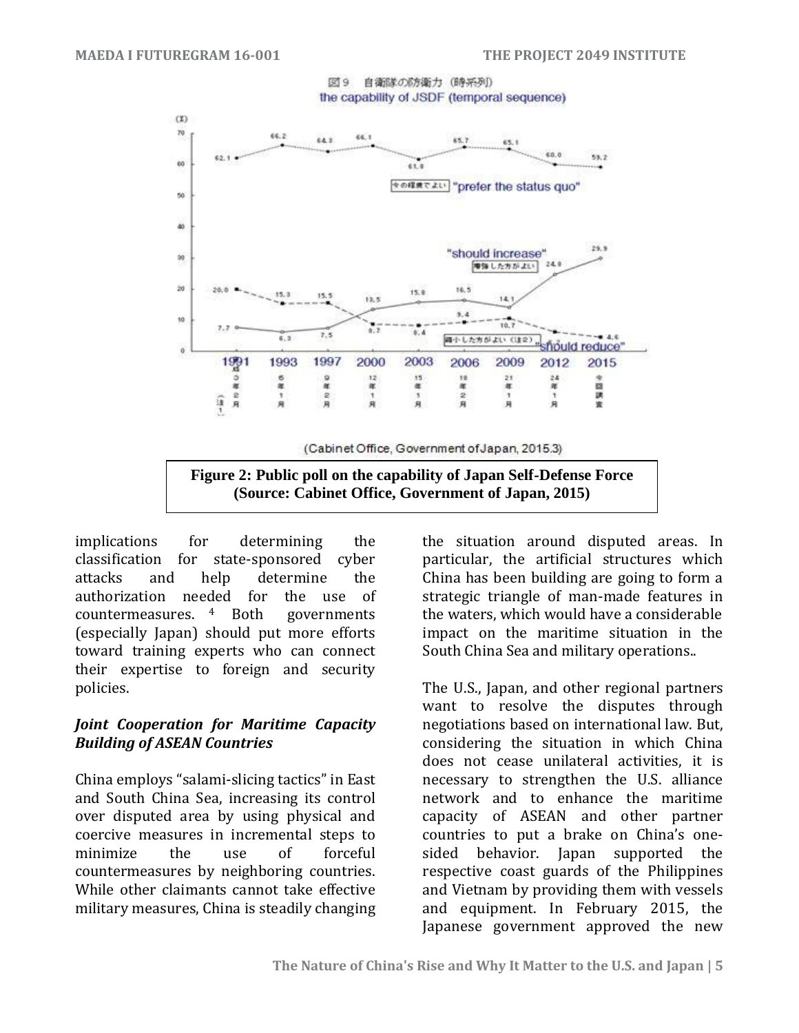図9　自衛隊の防衛力（時系列）
the capability of JSDF (temporal sequence)

(Cabinet Office, Government of Japan, 2015.3)

**Figure 2: Public poll on the capability of Japan Self-Defense Force (Source: Cabinet Office, Government of Japan, 2015)**

implications for determining the classification for state-sponsored cyber attacks and help determine the authorization needed for the use of countermeasures. [4] Both governments (especially Japan) should put more efforts toward training experts who can connect their expertise to foreign and security policies.

### *Joint Cooperation for Maritime Capacity Building of ASEAN Countries*

China employs "salami-slicing tactics" in East and South China Sea, increasing its control over disputed area by using physical and coercive measures in incremental steps to minimize the use of forceful countermeasures by neighboring countries. While other claimants cannot take effective military measures, China is steadily changing the situation around disputed areas. In particular, the artificial structures which China has been building are going to form a strategic triangle of man-made features in the waters, which would have a considerable impact on the maritime situation in the South China Sea and military operations..

The U.S., Japan, and other regional partners want to resolve the disputes through negotiations based on international law. But, considering the situation in which China does not cease unilateral activities, it is necessary to strengthen the U.S. alliance network and to enhance the maritime capacity of ASEAN and other partner countries to put a brake on China's one-sided behavior. Japan supported the respective coast guards of the Philippines and Vietnam by providing them with vessels and equipment. In February 2015, the Japanese government approved the new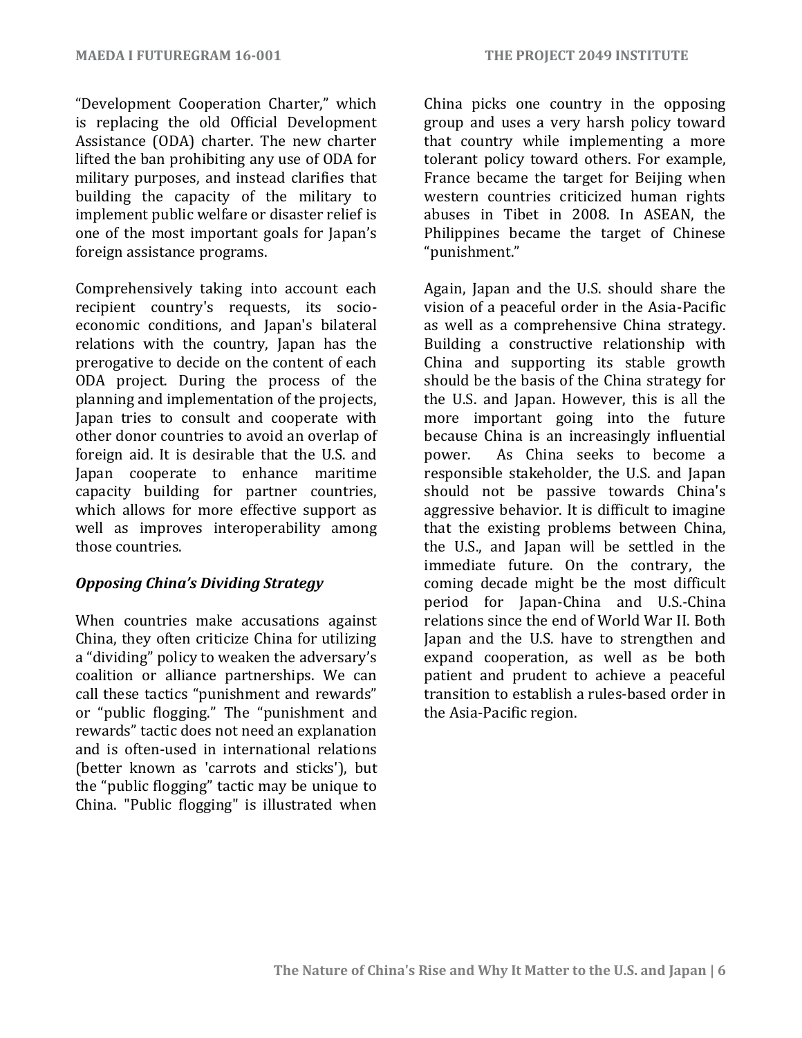"Development Cooperation Charter," which is replacing the old Official Development Assistance (ODA) charter. The new charter lifted the ban prohibiting any use of ODA for military purposes, and instead clarifies that building the capacity of the military to implement public welfare or disaster relief is one of the most important goals for Japan's foreign assistance programs.

Comprehensively taking into account each recipient country's requests, its socio-economic conditions, and Japan's bilateral relations with the country, Japan has the prerogative to decide on the content of each ODA project. During the process of the planning and implementation of the projects, Japan tries to consult and cooperate with other donor countries to avoid an overlap of foreign aid. It is desirable that the U.S. and Japan cooperate to enhance maritime capacity building for partner countries, which allows for more effective support as well as improves interoperability among those countries.

### *Opposing China's Dividing Strategy*

When countries make accusations against China, they often criticize China for utilizing a "dividing" policy to weaken the adversary's coalition or alliance partnerships. We can call these tactics "punishment and rewards" or "public flogging." The "punishment and rewards" tactic does not need an explanation and is often-used in international relations (better known as 'carrots and sticks'), but the "public flogging" tactic may be unique to China. "Public flogging" is illustrated when China picks one country in the opposing group and uses a very harsh policy toward that country while implementing a more tolerant policy toward others. For example, France became the target for Beijing when western countries criticized human rights abuses in Tibet in 2008. In ASEAN, the Philippines became the target of Chinese "punishment."

Again, Japan and the U.S. should share the vision of a peaceful order in the Asia-Pacific as well as a comprehensive China strategy. Building a constructive relationship with China and supporting its stable growth should be the basis of the China strategy for the U.S. and Japan. However, this is all the more important going into the future because China is an increasingly influential power. As China seeks to become a responsible stakeholder, the U.S. and Japan should not be passive towards China's aggressive behavior. It is difficult to imagine that the existing problems between China, the U.S., and Japan will be settled in the immediate future. On the contrary, the coming decade might be the most difficult period for Japan-China and U.S.-China relations since the end of World War II. Both Japan and the U.S. have to strengthen and expand cooperation, as well as be both patient and prudent to achieve a peaceful transition to establish a rules-based order in the Asia-Pacific region.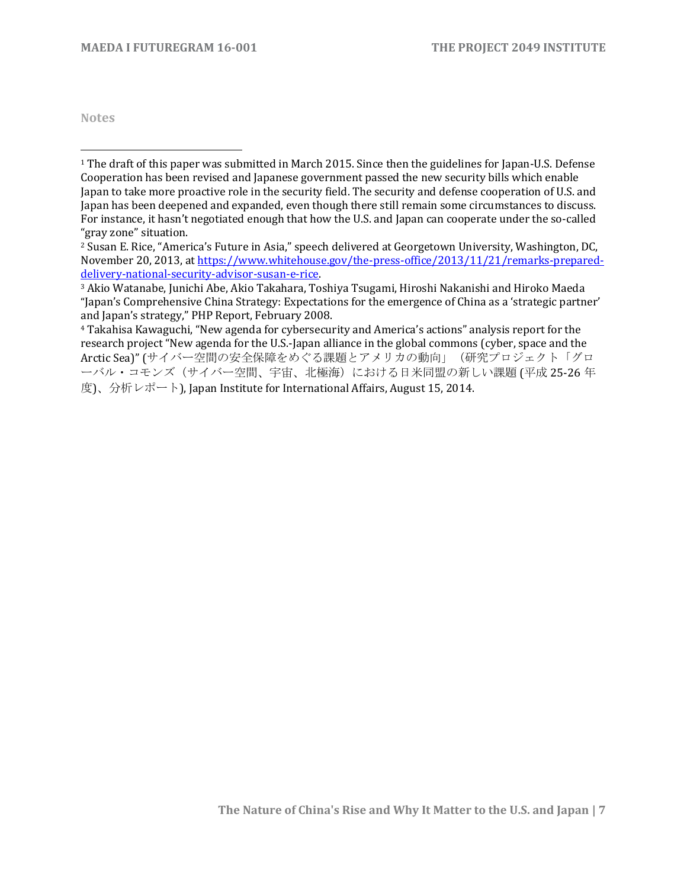Notes

[1] The draft of this paper was submitted in March 2015. Since then the guidelines for Japan-U.S. Defense Cooperation has been revised and Japanese government passed the new security bills which enable Japan to take more proactive role in the security field. The security and defense cooperation of U.S. and Japan has been deepened and expanded, even though there still remain some circumstances to discuss. For instance, it hasn't negotiated enough that how the U.S. and Japan can cooperate under the so-called "gray zone" situation.

[2] Susan E. Rice, "America's Future in Asia," speech delivered at Georgetown University, Washington, DC, November 20, 2013, at https://www.whitehouse.gov/the-press-office/2013/11/21/remarks-prepared-delivery-national-security-advisor-susan-e-rice.

[3] Akio Watanabe, Junichi Abe, Akio Takahara, Toshiya Tsugami, Hiroshi Nakanishi and Hiroko Maeda "Japan's Comprehensive China Strategy: Expectations for the emergence of China as a 'strategic partner' and Japan's strategy," PHP Report, February 2008.

[4] Takahisa Kawaguchi, "New agenda for cybersecurity and America's actions" analysis report for the research project "New agenda for the U.S.-Japan alliance in the global commons (cyber, space and the Arctic Sea)" (サイバー空間の安全保障をめぐる課題とアメリカの動向」（研究プロジェクト「グローバル・コモンズ（サイバー空間、宇宙、北極海）における日米同盟の新しい課題 (平成 25-26 年度)、分析レポート), Japan Institute for International Affairs, August 15, 2014.